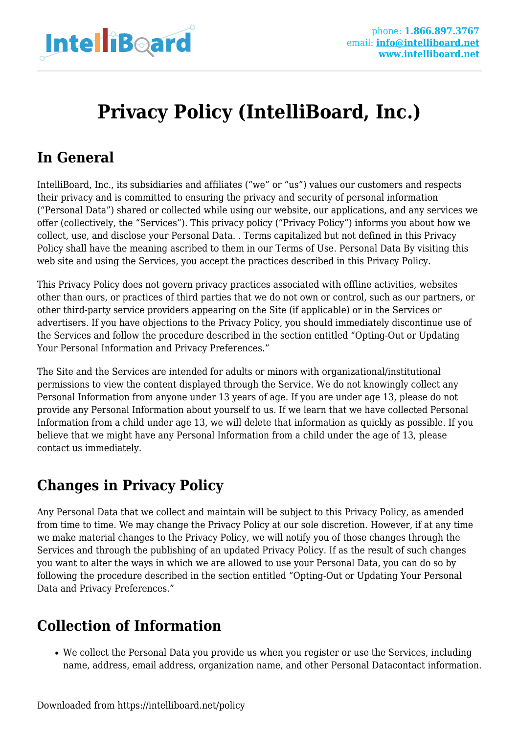# Privacy Policy (IntelliBoard, Inc.)

## In General

IntelliBoard, Inc., its subsidiaries and affiliates ("we" or "us") values our customers and respects their privacy and is committed to ensuring the privacy and security of personal information ("Personal Data") shared or collected while using our website, our applications, and any services we offer (collectively, the "Services"). This privacy policy ("Privacy Policy") informs you about how we collect, use, and disclose your Personal Data. . Terms capitalized but not defined in this Privacy Policy shall have the meaning ascribed to them in our Terms of Use. Personal Data By visiting this web site and using the Services, you accept the practices described in this Privacy Policy.

This Privacy Policy does not govern privacy practices associated with offline activities, websites other than ours, or practices of third parties that we do not own or control, such as our partners, or other third-party service providers appearing on the Site (if applicable) or in the Services or advertisers. If you have objections to the Privacy Policy, you should immediately discontinue use of the Services and follow the procedure described in the section entitled "Opting-Out or Updating Your Personal Information and Privacy Preferences."

The Site and the Services are intended for adults or minors with organizational/institutional permissions to view the content displayed through the Service. We do not knowingly collect any Personal Information from anyone under 13 years of age. If you are under age 13, please do not provide any Personal Information about yourself to us. If we learn that we have collected Personal Information from a child under age 13, we will delete that information as quickly as possible. If you believe that we might have any Personal Information from a child under the age of 13, please contact us immediately.

## Changes in Privacy Policy

Any Personal Data that we collect and maintain will be subject to this Privacy Policy, as amended from time to time. We may change the Privacy Policy at our sole discretion. However, if at any time we make material changes to the Privacy Policy, we will notify you of those changes through the Services and through the publishing of an updated Privacy Policy. If as the result of such changes you want to alter the ways in which we are allowed to use your Personal Data, you can do so by following the procedure described in the section entitled "Opting-Out or Updating Your Personal Data and Privacy Preferences."

## Collection of Information

- We collect the Personal Data you provide us when you register or use the Services, including name, address, email address, organization name, and other Personal Datacontact information.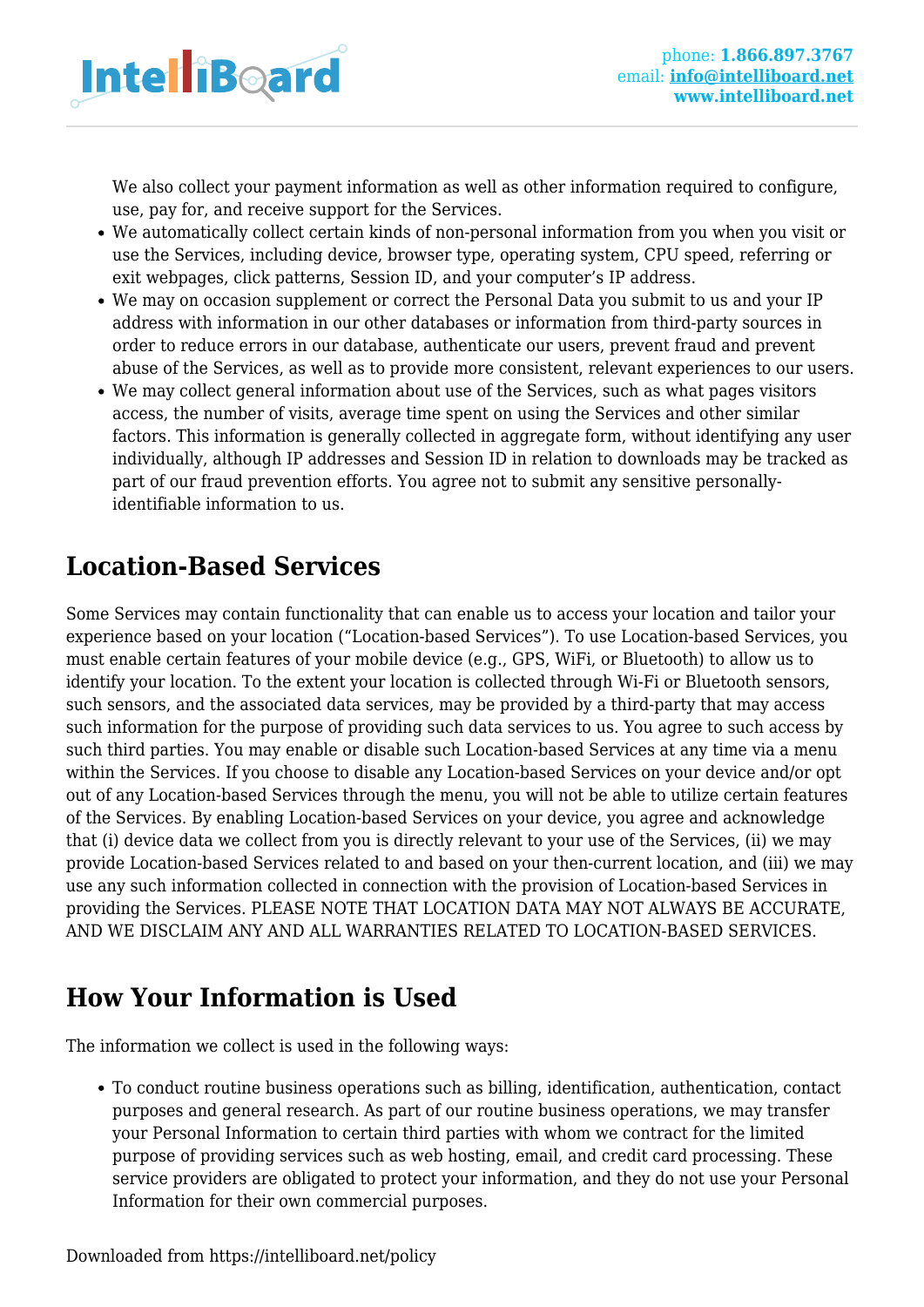We also collect your payment information as well as other information required to configure, use, pay for, and receive support for the Services.

- We automatically collect certain kinds of non-personal information from you when you visit or use the Services, including device, browser type, operating system, CPU speed, referring or exit webpages, click patterns, Session ID, and your computer's IP address.
- We may on occasion supplement or correct the Personal Data you submit to us and your IP address with information in our other databases or information from third-party sources in order to reduce errors in our database, authenticate our users, prevent fraud and prevent abuse of the Services, as well as to provide more consistent, relevant experiences to our users.
- We may collect general information about use of the Services, such as what pages visitors access, the number of visits, average time spent on using the Services and other similar factors. This information is generally collected in aggregate form, without identifying any user individually, although IP addresses and Session ID in relation to downloads may be tracked as part of our fraud prevention efforts. You agree not to submit any sensitive personally-identifiable information to us.

## Location-Based Services

Some Services may contain functionality that can enable us to access your location and tailor your experience based on your location ("Location-based Services"). To use Location-based Services, you must enable certain features of your mobile device (e.g., GPS, WiFi, or Bluetooth) to allow us to identify your location. To the extent your location is collected through Wi-Fi or Bluetooth sensors, such sensors, and the associated data services, may be provided by a third-party that may access such information for the purpose of providing such data services to us. You agree to such access by such third parties. You may enable or disable such Location-based Services at any time via a menu within the Services. If you choose to disable any Location-based Services on your device and/or opt out of any Location-based Services through the menu, you will not be able to utilize certain features of the Services. By enabling Location-based Services on your device, you agree and acknowledge that (i) device data we collect from you is directly relevant to your use of the Services, (ii) we may provide Location-based Services related to and based on your then-current location, and (iii) we may use any such information collected in connection with the provision of Location-based Services in providing the Services. PLEASE NOTE THAT LOCATION DATA MAY NOT ALWAYS BE ACCURATE, AND WE DISCLAIM ANY AND ALL WARRANTIES RELATED TO LOCATION-BASED SERVICES.

## How Your Information is Used

The information we collect is used in the following ways:

- To conduct routine business operations such as billing, identification, authentication, contact purposes and general research. As part of our routine business operations, we may transfer your Personal Information to certain third parties with whom we contract for the limited purpose of providing services such as web hosting, email, and credit card processing. These service providers are obligated to protect your information, and they do not use your Personal Information for their own commercial purposes.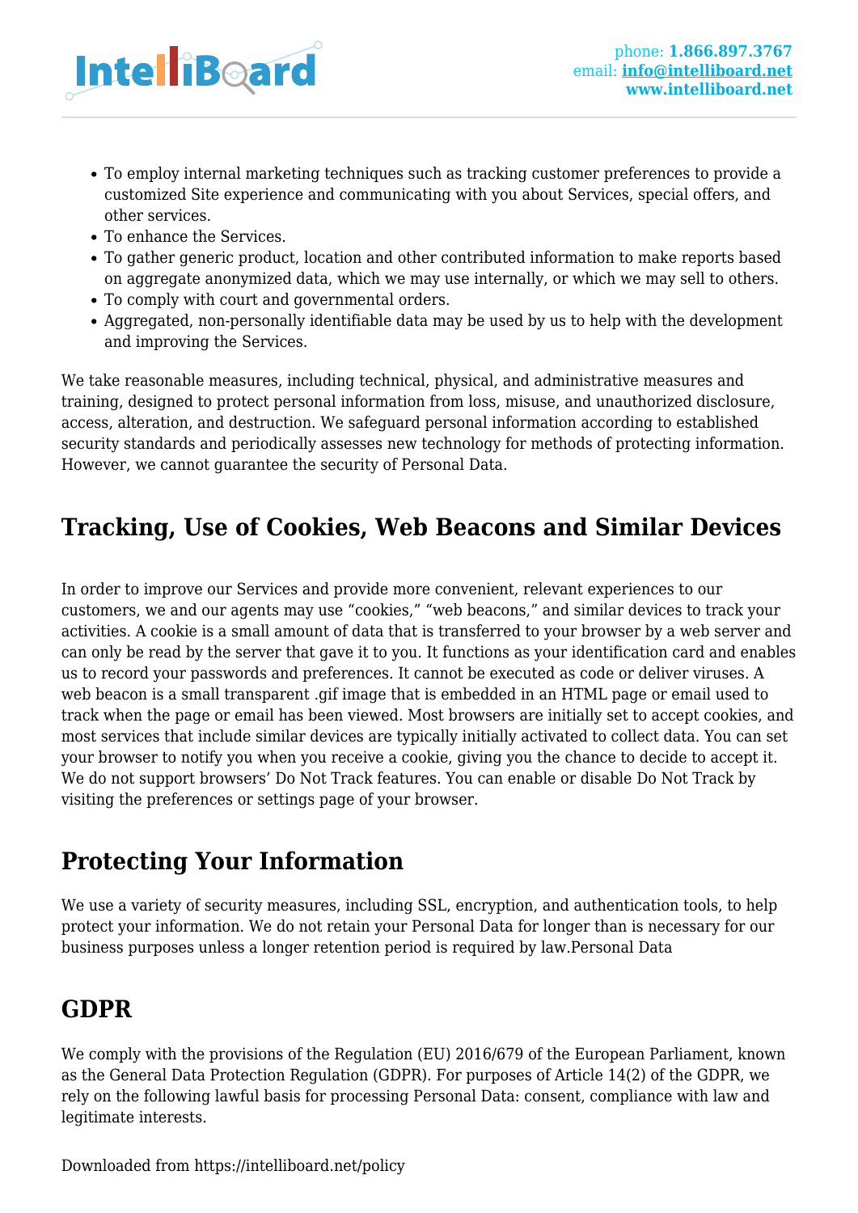- To employ internal marketing techniques such as tracking customer preferences to provide a customized Site experience and communicating with you about Services, special offers, and other services.
- To enhance the Services.
- To gather generic product, location and other contributed information to make reports based on aggregate anonymized data, which we may use internally, or which we may sell to others.
- To comply with court and governmental orders.
- Aggregated, non-personally identifiable data may be used by us to help with the development and improving the Services.

We take reasonable measures, including technical, physical, and administrative measures and training, designed to protect personal information from loss, misuse, and unauthorized disclosure, access, alteration, and destruction. We safeguard personal information according to established security standards and periodically assesses new technology for methods of protecting information. However, we cannot guarantee the security of Personal Data.

## Tracking, Use of Cookies, Web Beacons and Similar Devices

In order to improve our Services and provide more convenient, relevant experiences to our customers, we and our agents may use “cookies,” “web beacons,” and similar devices to track your activities. A cookie is a small amount of data that is transferred to your browser by a web server and can only be read by the server that gave it to you. It functions as your identification card and enables us to record your passwords and preferences. It cannot be executed as code or deliver viruses. A web beacon is a small transparent .gif image that is embedded in an HTML page or email used to track when the page or email has been viewed. Most browsers are initially set to accept cookies, and most services that include similar devices are typically initially activated to collect data. You can set your browser to notify you when you receive a cookie, giving you the chance to decide to accept it. We do not support browsers’ Do Not Track features. You can enable or disable Do Not Track by visiting the preferences or settings page of your browser.

## Protecting Your Information

We use a variety of security measures, including SSL, encryption, and authentication tools, to help protect your information. We do not retain your Personal Data for longer than is necessary for our business purposes unless a longer retention period is required by law.Personal Data

## GDPR

We comply with the provisions of the Regulation (EU) 2016/679 of the European Parliament, known as the General Data Protection Regulation (GDPR). For purposes of Article 14(2) of the GDPR, we rely on the following lawful basis for processing Personal Data: consent, compliance with law and legitimate interests.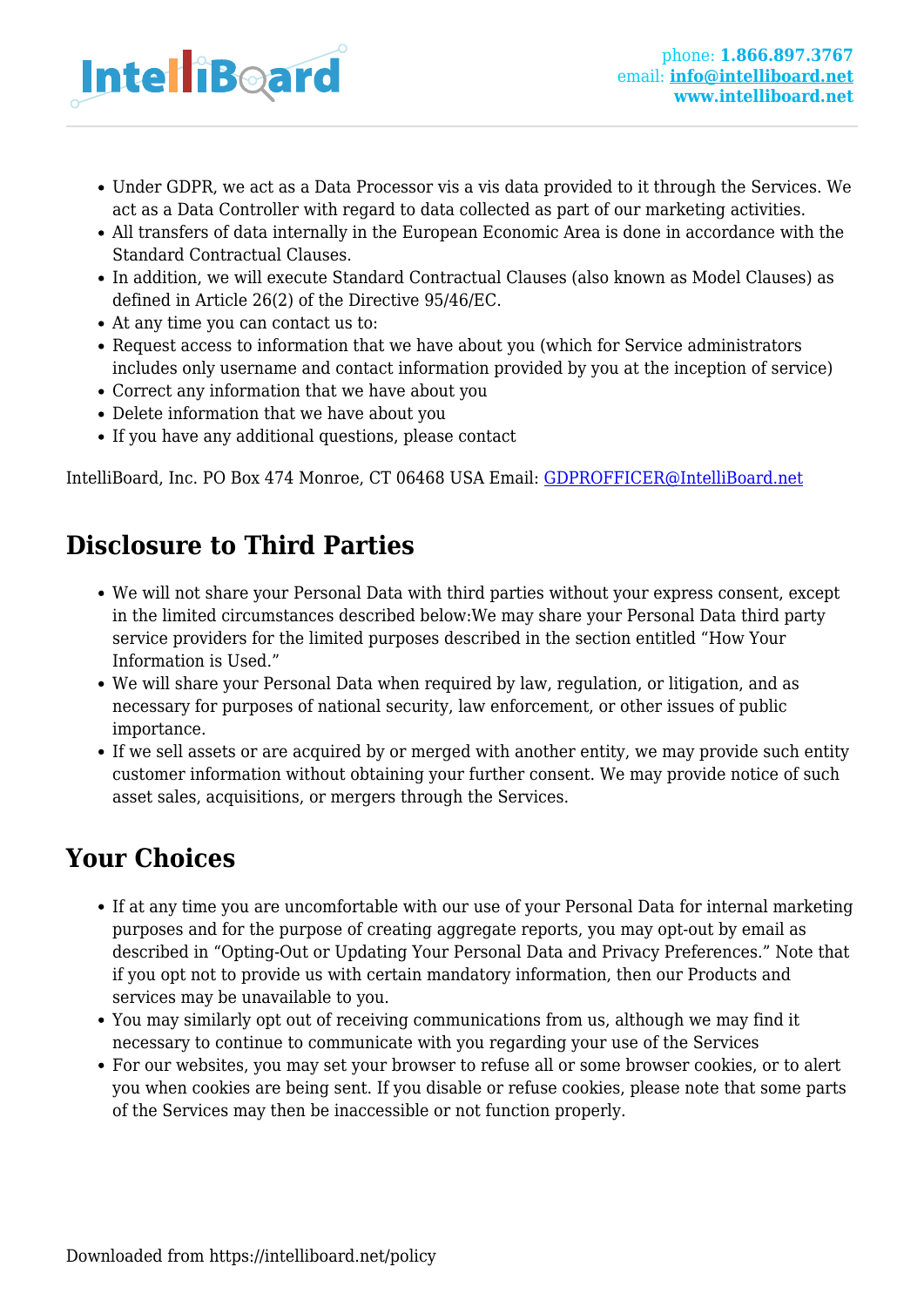- Under GDPR, we act as a Data Processor vis a vis data provided to it through the Services. We act as a Data Controller with regard to data collected as part of our marketing activities.
- All transfers of data internally in the European Economic Area is done in accordance with the Standard Contractual Clauses.
- In addition, we will execute Standard Contractual Clauses (also known as Model Clauses) as defined in Article 26(2) of the Directive 95/46/EC.
- At any time you can contact us to:
- Request access to information that we have about you (which for Service administrators includes only username and contact information provided by you at the inception of service)
- Correct any information that we have about you
- Delete information that we have about you
- If you have any additional questions, please contact

IntelliBoard, Inc. PO Box 474 Monroe, CT 06468 USA Email: GDPROFFICER@IntelliBoard.net

## Disclosure to Third Parties

- We will not share your Personal Data with third parties without your express consent, except in the limited circumstances described below:We may share your Personal Data third party service providers for the limited purposes described in the section entitled "How Your Information is Used."
- We will share your Personal Data when required by law, regulation, or litigation, and as necessary for purposes of national security, law enforcement, or other issues of public importance.
- If we sell assets or are acquired by or merged with another entity, we may provide such entity customer information without obtaining your further consent. We may provide notice of such asset sales, acquisitions, or mergers through the Services.

## Your Choices

- If at any time you are uncomfortable with our use of your Personal Data for internal marketing purposes and for the purpose of creating aggregate reports, you may opt-out by email as described in "Opting-Out or Updating Your Personal Data and Privacy Preferences." Note that if you opt not to provide us with certain mandatory information, then our Products and services may be unavailable to you.
- You may similarly opt out of receiving communications from us, although we may find it necessary to continue to communicate with you regarding your use of the Services
- For our websites, you may set your browser to refuse all or some browser cookies, or to alert you when cookies are being sent. If you disable or refuse cookies, please note that some parts of the Services may then be inaccessible or not function properly.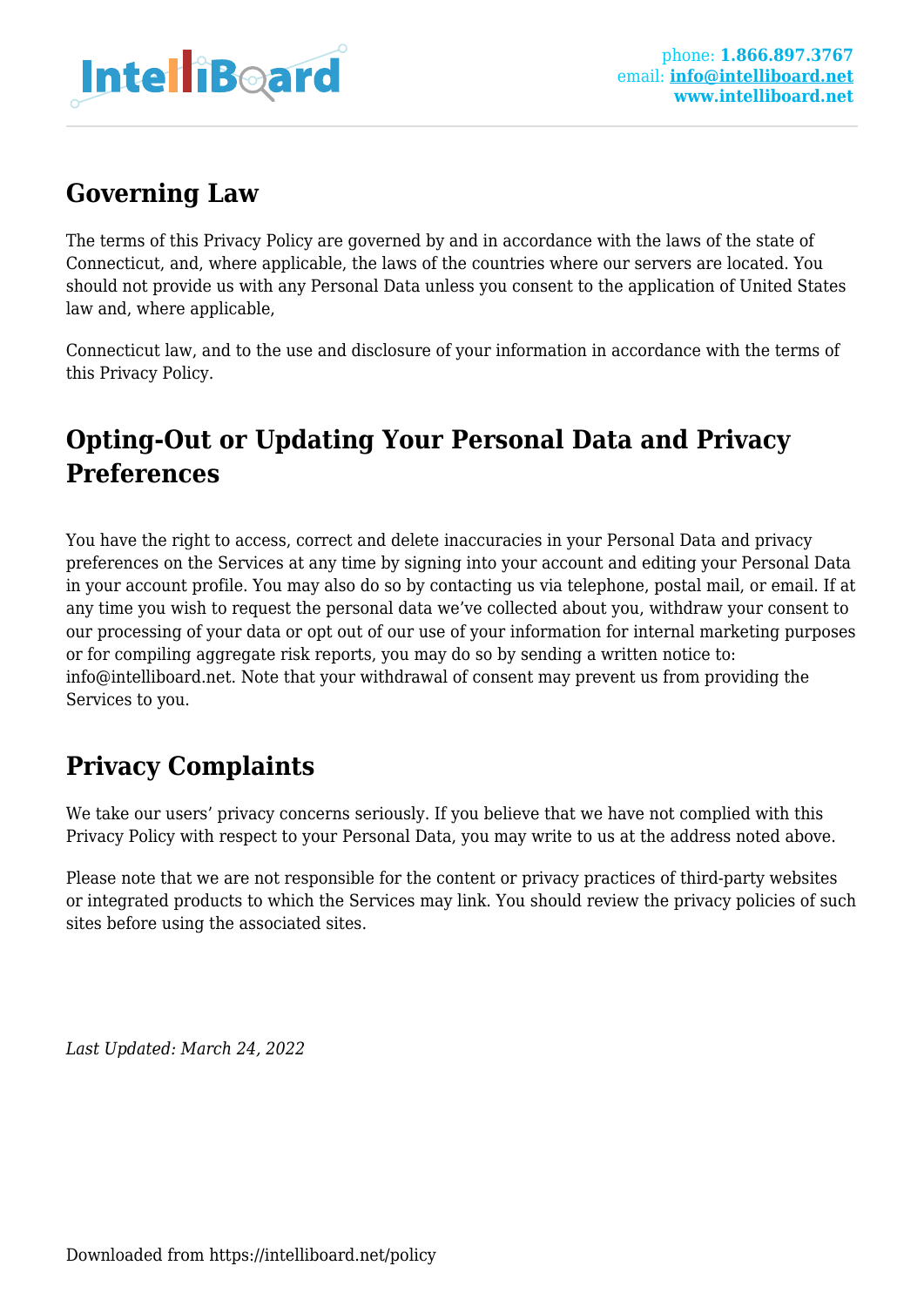## Governing Law

The terms of this Privacy Policy are governed by and in accordance with the laws of the state of Connecticut, and, where applicable, the laws of the countries where our servers are located. You should not provide us with any Personal Data unless you consent to the application of United States law and, where applicable,

Connecticut law, and to the use and disclosure of your information in accordance with the terms of this Privacy Policy.

## Opting-Out or Updating Your Personal Data and Privacy Preferences

You have the right to access, correct and delete inaccuracies in your Personal Data and privacy preferences on the Services at any time by signing into your account and editing your Personal Data in your account profile. You may also do so by contacting us via telephone, postal mail, or email. If at any time you wish to request the personal data we've collected about you, withdraw your consent to our processing of your data or opt out of our use of your information for internal marketing purposes or for compiling aggregate risk reports, you may do so by sending a written notice to: info@intelliboard.net. Note that your withdrawal of consent may prevent us from providing the Services to you.

## Privacy Complaints

We take our users' privacy concerns seriously. If you believe that we have not complied with this Privacy Policy with respect to your Personal Data, you may write to us at the address noted above.

Please note that we are not responsible for the content or privacy practices of third-party websites or integrated products to which the Services may link. You should review the privacy policies of such sites before using the associated sites.

*Last Updated: March 24, 2022*